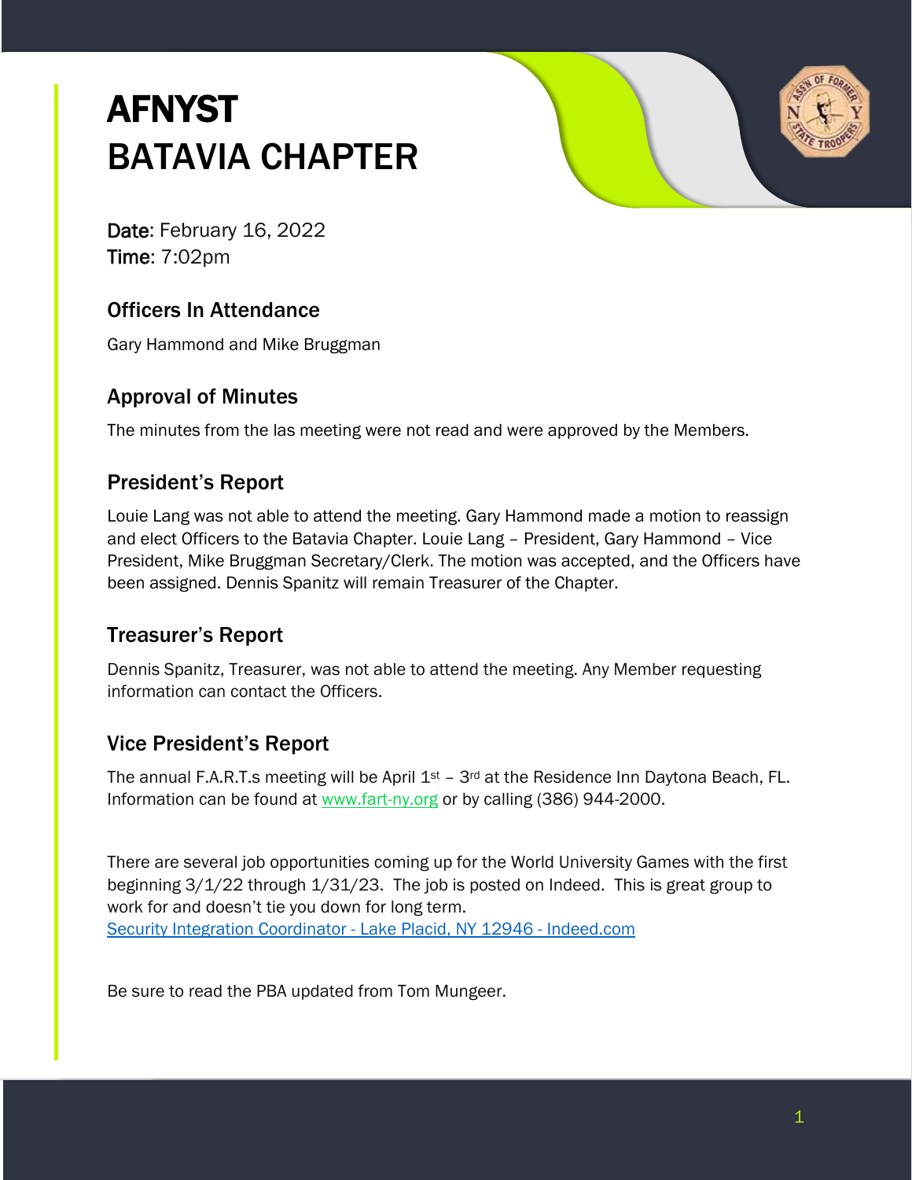# AFNYST
# BATAVIA CHAPTER

**Date**: February 16, 2022
**Time**: 7:02pm

## Officers In Attendance

Gary Hammond and Mike Bruggman

## Approval of Minutes

The minutes from the las meeting were not read and were approved by the Members.

## President's Report

Louie Lang was not able to attend the meeting. Gary Hammond made a motion to reassign and elect Officers to the Batavia Chapter. Louie Lang – President, Gary Hammond – Vice President, Mike Bruggman Secretary/Clerk. The motion was accepted, and the Officers have been assigned. Dennis Spanitz will remain Treasurer of the Chapter.

## Treasurer's Report

Dennis Spanitz, Treasurer, was not able to attend the meeting. Any Member requesting information can contact the Officers.

## Vice President's Report

The annual F.A.R.T.s meeting will be April 1st – 3rd at the Residence Inn Daytona Beach, FL. Information can be found at [www.fart-ny.org](www.fart-ny.org) or by calling (386) 944-2000.

There are several job opportunities coming up for the World University Games with the first beginning 3/1/22 through 1/31/23. The job is posted on Indeed. This is great group to work for and doesn't tie you down for long term.
[Security Integration Coordinator - Lake Placid, NY 12946 - Indeed.com]()

Be sure to read the PBA updated from Tom Mungeer.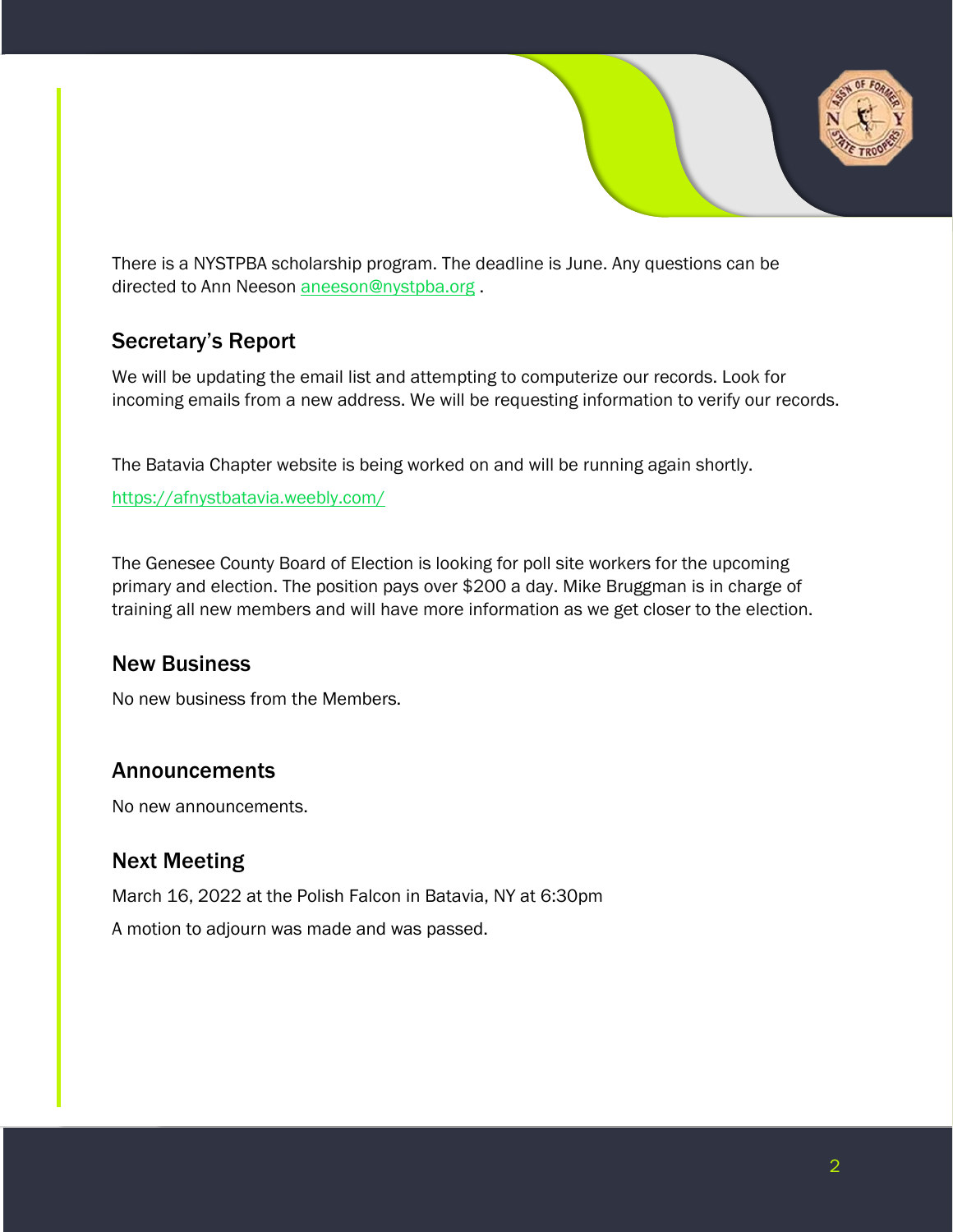There is a NYSTPBA scholarship program. The deadline is June. Any questions can be directed to Ann Neeson aneeson@nystpba.org .

## Secretary's Report

We will be updating the email list and attempting to computerize our records. Look for incoming emails from a new address. We will be requesting information to verify our records.

The Batavia Chapter website is being worked on and will be running again shortly.

https://afnystbatavia.weebly.com/

The Genesee County Board of Election is looking for poll site workers for the upcoming primary and election. The position pays over $200 a day. Mike Bruggman is in charge of training all new members and will have more information as we get closer to the election.

## New Business

No new business from the Members.

## Announcements

No new announcements.

## Next Meeting

March 16, 2022 at the Polish Falcon in Batavia, NY at 6:30pm

A motion to adjourn was made and was passed.